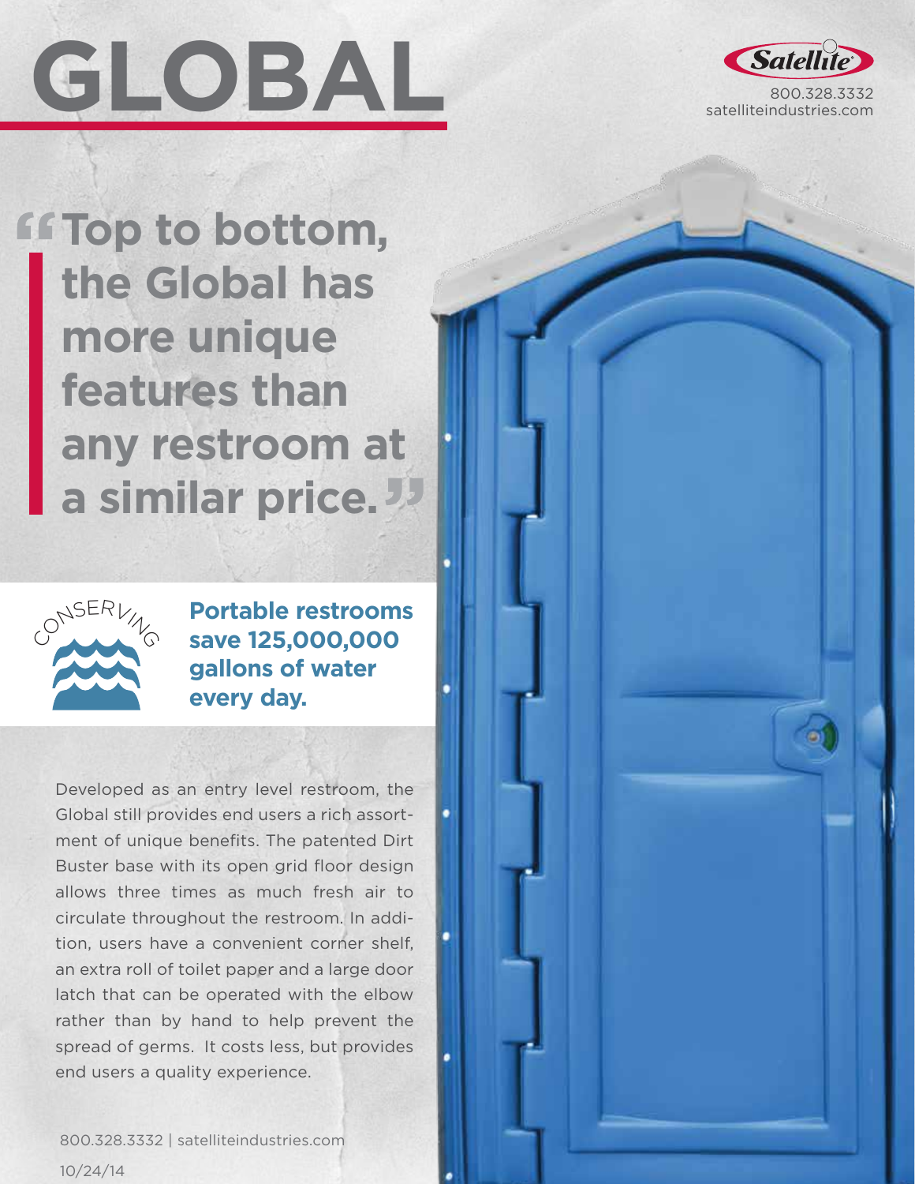# GLOBAL

Satellite
800.328.3332
satelliteindustries.com

> **"Top to bottom, the Global has more unique features than any restroom at a similar price."**

CONSERVING

**Portable restrooms save 125,000,000 gallons of water every day.**

Developed as an entry level restroom, the Global still provides end users a rich assortment of unique benefits. The patented Dirt Buster base with its open grid floor design allows three times as much fresh air to circulate throughout the restroom. In addition, users have a convenient corner shelf, an extra roll of toilet paper and a large door latch that can be operated with the elbow rather than by hand to help prevent the spread of germs. It costs less, but provides end users a quality experience.

800.328.3332 | satelliteindustries.com

10/24/14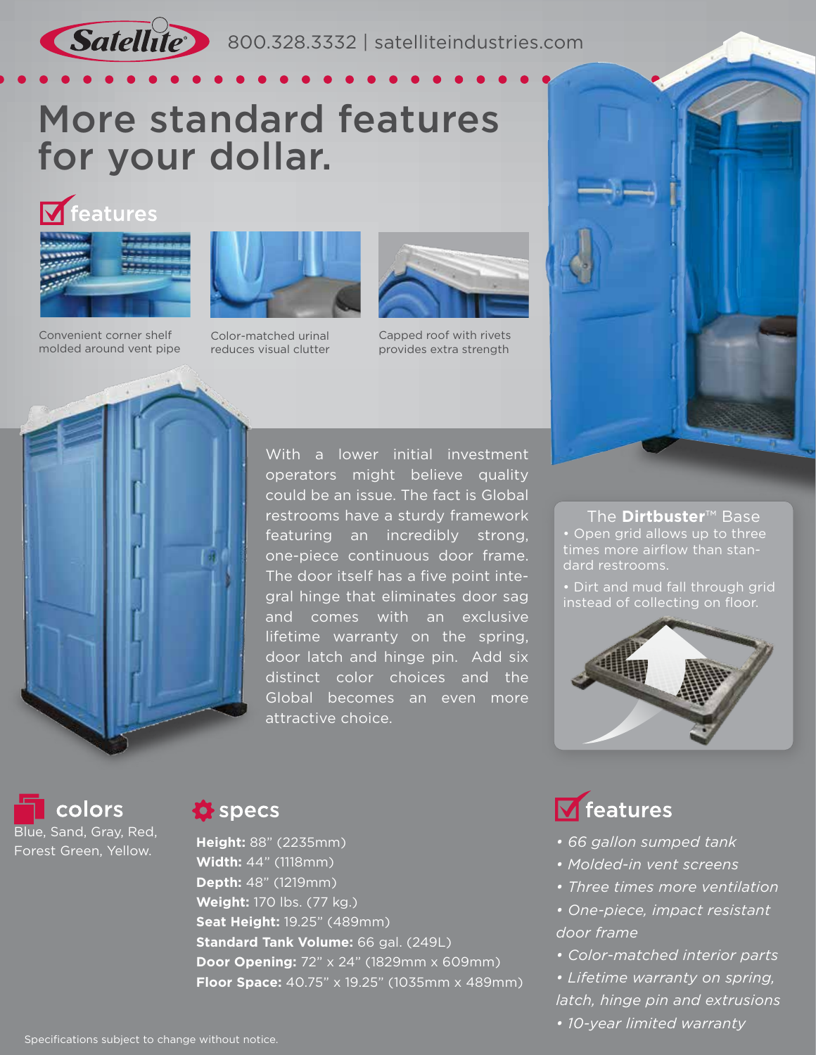Satellite® 800.328.3332 | satelliteindustries.com

# More standard features for your dollar.

## features

Convenient corner shelf molded around vent pipe

Color-matched urinal reduces visual clutter

Capped roof with rivets provides extra strength

With a lower initial investment operators might believe quality could be an issue. The fact is Global restrooms have a sturdy framework featuring an incredibly strong, one-piece continuous door frame. The door itself has a five point integral hinge that eliminates door sag and comes with an exclusive lifetime warranty on the spring, door latch and hinge pin. Add six distinct color choices and the Global becomes an even more attractive choice.

### The **Dirtbuster**™ Base

- Open grid allows up to three times more airflow than standard restrooms.
- Dirt and mud fall through grid instead of collecting on floor.

## colors

Blue, Sand, Gray, Red, Forest Green, Yellow.

## specs

**Height:** 88” (2235mm)
**Width:** 44” (1118mm)
**Depth:** 48” (1219mm)
**Weight:** 170 lbs. (77 kg.)
**Seat Height:** 19.25” (489mm)
**Standard Tank Volume:** 66 gal. (249L)
**Door Opening:** 72” x 24” (1829mm x 609mm)
**Floor Space:** 40.75” x 19.25” (1035mm x 489mm)

## features

- *66 gallon sumped tank*
- *Molded-in vent screens*
- *Three times more ventilation*
- *One-piece, impact resistant door frame*
- *Color-matched interior parts*
- *Lifetime warranty on spring, latch, hinge pin and extrusions*
- *10-year limited warranty*

Specifications subject to change without notice.